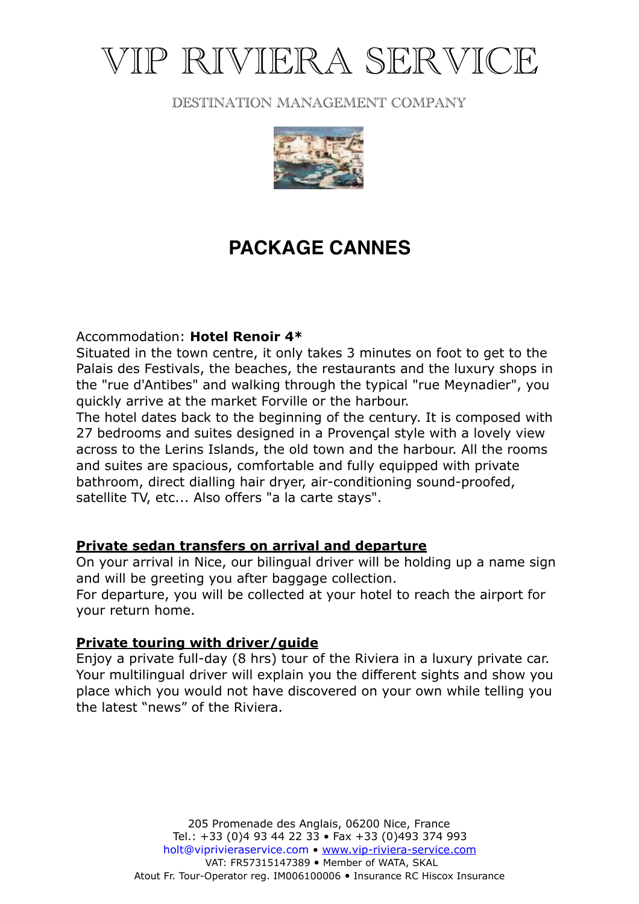# VIP RIVIERA SERVICE

DESTINATION MANAGEMENT COMPANY

## PACKAGE CANNES

Accommodation: **Hotel Renoir 4***
Situated in the town centre, it only takes 3 minutes on foot to get to the Palais des Festivals, the beaches, the restaurants and the luxury shops in the "rue d'Antibes" and walking through the typical "rue Meynadier", you quickly arrive at the market Forville or the harbour.
The hotel dates back to the beginning of the century. It is composed with 27 bedrooms and suites designed in a Provençal style with a lovely view across to the Lerins Islands, the old town and the harbour. All the rooms and suites are spacious, comfortable and fully equipped with private bathroom, direct dialling hair dryer, air-conditioning sound-proofed, satellite TV, etc... Also offers "a la carte stays".

**Private sedan transfers on arrival and departure**

On your arrival in Nice, our bilingual driver will be holding up a name sign and will be greeting you after baggage collection.
For departure, you will be collected at your hotel to reach the airport for your return home.

**Private touring with driver/guide**

Enjoy a private full-day (8 hrs) tour of the Riviera in a luxury private car. Your multilingual driver will explain you the different sights and show you place which you would not have discovered on your own while telling you the latest "news" of the Riviera.

205 Promenade des Anglais, 06200 Nice, France
Tel.: +33 (0)4 93 44 22 33 • Fax +33 (0)493 374 993
holt@viprivieraservice.com • www.vip-riviera-service.com
VAT: FR57315147389 • Member of WATA, SKAL
Atout Fr. Tour-Operator reg. IM006100006 • Insurance RC Hiscox Insurance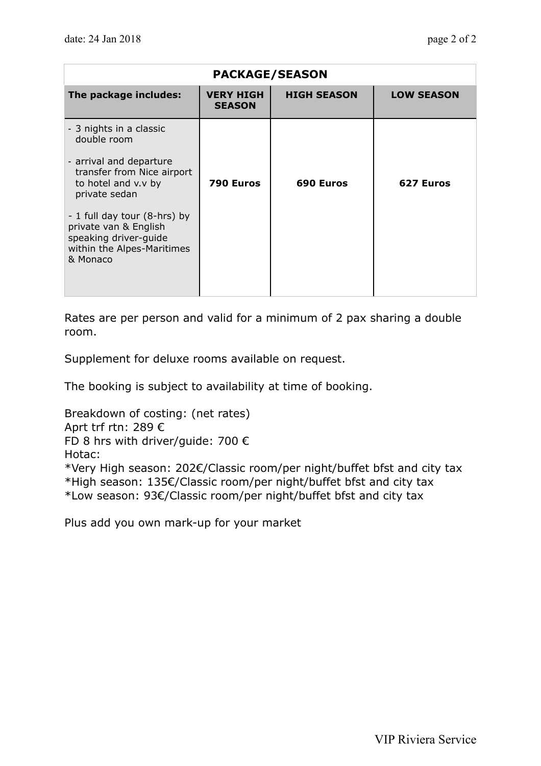| PACKAGE/SEASON | | | |
|---|---|---|---|
| **The package includes:** | **VERY HIGH SEASON** | **HIGH SEASON** | **LOW SEASON** |
| - 3 nights in a classic double room<br><br>- arrival and departure transfer from Nice airport to hotel and v.v by private sedan<br><br>- 1 full day tour (8-hrs) by private van & English speaking driver-guide within the Alpes-Maritimes & Monaco | **790 Euros** | **690 Euros** | **627 Euros** |

Rates are per person and valid for a minimum of 2 pax sharing a double room.

Supplement for deluxe rooms available on request.

The booking is subject to availability at time of booking.

Breakdown of costing: (net rates)
Aprt trf rtn: 289 €
FD 8 hrs with driver/guide: 700 €
Hotac:
*Very High season: 202€/Classic room/per night/buffet bfst and city tax
*High season: 135€/Classic room/per night/buffet bfst and city tax
*Low season: 93€/Classic room/per night/buffet bfst and city tax

Plus add you own mark-up for your market

VIP Riviera Service